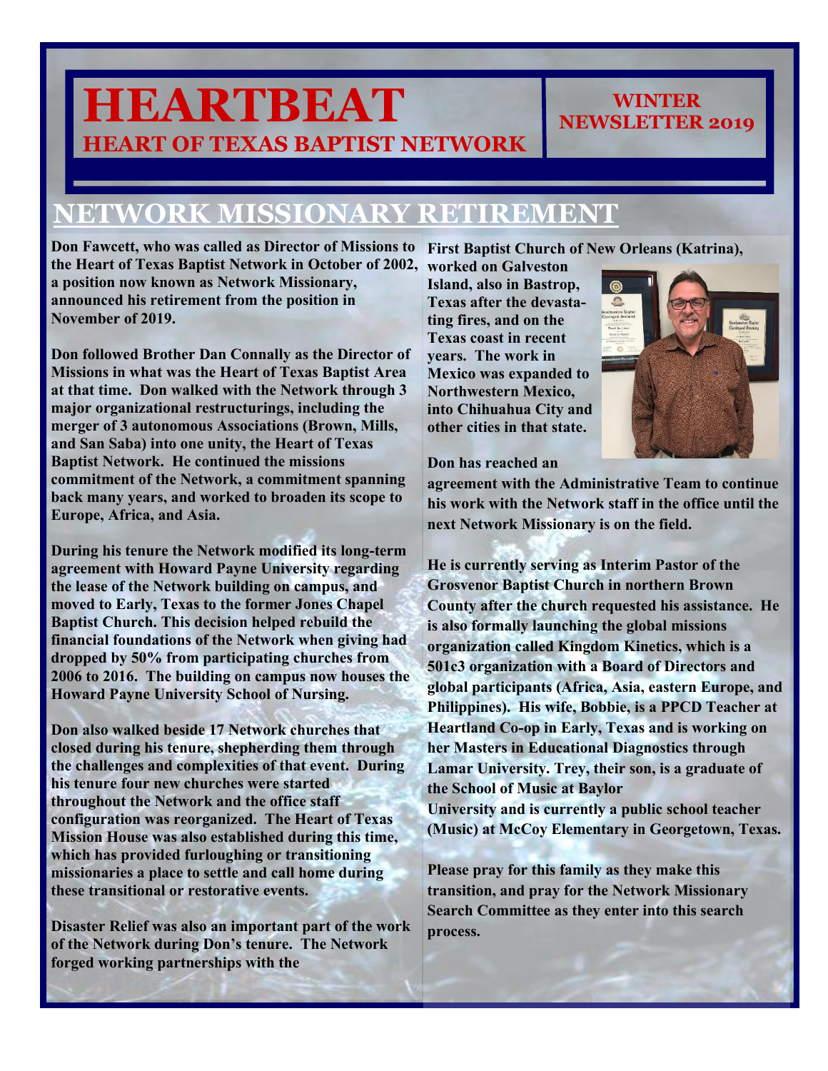# HEARTBEAT

## HEART OF TEXAS BAPTIST NETWORK

**WINTER NEWSLETTER 2019**

## NETWORK MISSIONARY RETIREMENT

**Don Fawcett, who was called as Director of Missions to the Heart of Texas Baptist Network in October of 2002, a position now known as Network Missionary, announced his retirement from the position in November of 2019.**

**Don followed Brother Dan Connally as the Director of Missions in what was the Heart of Texas Baptist Area at that time. Don walked with the Network through 3 major organizational restructurings, including the merger of 3 autonomous Associations (Brown, Mills, and San Saba) into one unity, the Heart of Texas Baptist Network. He continued the missions commitment of the Network, a commitment spanning back many years, and worked to broaden its scope to Europe, Africa, and Asia.**

**During his tenure the Network modified its long-term agreement with Howard Payne University regarding the lease of the Network building on campus, and moved to Early, Texas to the former Jones Chapel Baptist Church. This decision helped rebuild the financial foundations of the Network when giving had dropped by 50% from participating churches from 2006 to 2016. The building on campus now houses the Howard Payne University School of Nursing.**

**Don also walked beside 17 Network churches that closed during his tenure, shepherding them through the challenges and complexities of that event. During his tenure four new churches were started throughout the Network and the office staff configuration was reorganized. The Heart of Texas Mission House was also established during this time, which has provided furloughing or transitioning missionaries a place to settle and call home during these transitional or restorative events.**

**Disaster Relief was also an important part of the work of the Network during Don's tenure. The Network forged working partnerships with the First Baptist Church of New Orleans (Katrina), worked on Galveston Island, also in Bastrop, Texas after the devastating fires, and on the Texas coast in recent years. The work in Mexico was expanded to Northwestern Mexico, into Chihuahua City and other cities in that state.**

**Don has reached an agreement with the Administrative Team to continue his work with the Network staff in the office until the next Network Missionary is on the field.**

**He is currently serving as Interim Pastor of the Grosvenor Baptist Church in northern Brown County after the church requested his assistance. He is also formally launching the global missions organization called Kingdom Kinetics, which is a 501c3 organization with a Board of Directors and global participants (Africa, Asia, eastern Europe, and Philippines). His wife, Bobbie, is a PPCD Teacher at Heartland Co-op in Early, Texas and is working on her Masters in Educational Diagnostics through Lamar University. Trey, their son, is a graduate of the School of Music at Baylor University and is currently a public school teacher (Music) at McCoy Elementary in Georgetown, Texas.**

**Please pray for this family as they make this transition, and pray for the Network Missionary Search Committee as they enter into this search process.**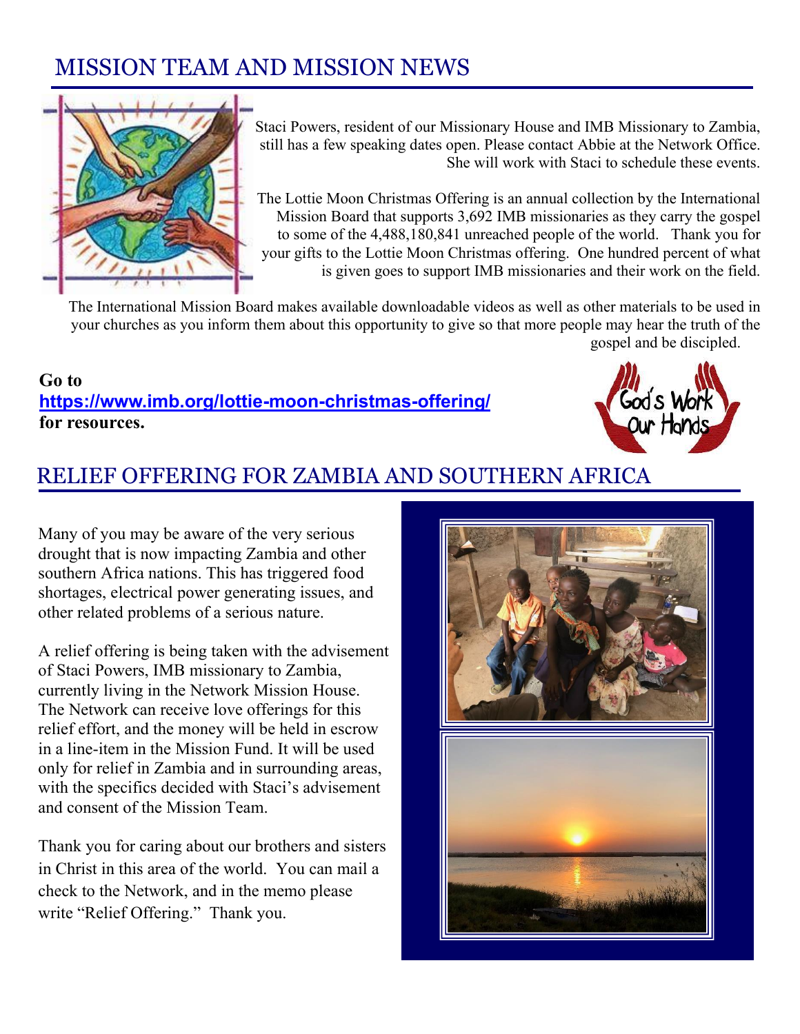# MISSION TEAM AND MISSION NEWS

Staci Powers, resident of our Missionary House and IMB Missionary to Zambia, still has a few speaking dates open. Please contact Abbie at the Network Office. She will work with Staci to schedule these events.

The Lottie Moon Christmas Offering is an annual collection by the International Mission Board that supports 3,692 IMB missionaries as they carry the gospel to some of the 4,488,180,841 unreached people of the world. Thank you for your gifts to the Lottie Moon Christmas offering. One hundred percent of what is given goes to support IMB missionaries and their work on the field.

The International Mission Board makes available downloadable videos as well as other materials to be used in your churches as you inform them about this opportunity to give so that more people may hear the truth of the gospel and be discipled.

**Go to**
**https://www.imb.org/lottie-moon-christmas-offering/**
**for resources.**

God's Work Our Hands

# RELIEF OFFERING FOR ZAMBIA AND SOUTHERN AFRICA

Many of you may be aware of the very serious drought that is now impacting Zambia and other southern Africa nations. This has triggered food shortages, electrical power generating issues, and other related problems of a serious nature.

A relief offering is being taken with the advisement of Staci Powers, IMB missionary to Zambia, currently living in the Network Mission House. The Network can receive love offerings for this relief effort, and the money will be held in escrow in a line-item in the Mission Fund. It will be used only for relief in Zambia and in surrounding areas, with the specifics decided with Staci's advisement and consent of the Mission Team.

Thank you for caring about our brothers and sisters in Christ in this area of the world. You can mail a check to the Network, and in the memo please write "Relief Offering." Thank you.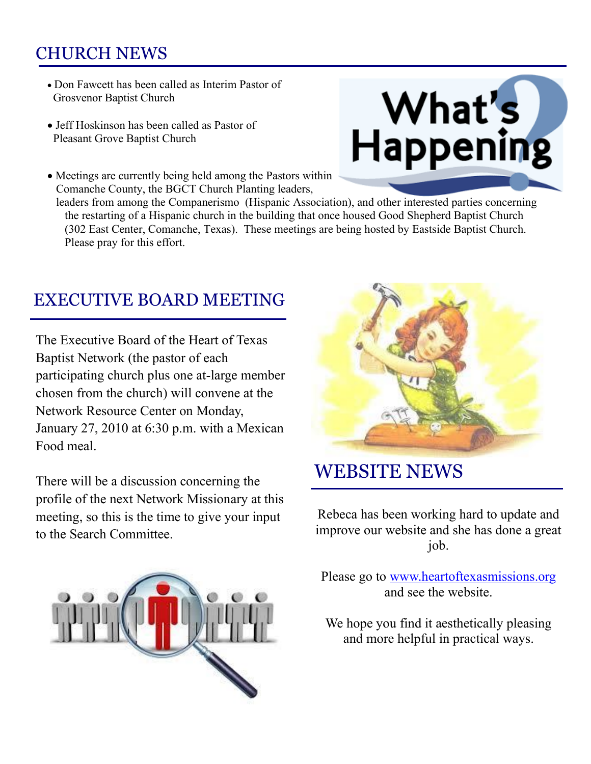## CHURCH NEWS

- Don Fawcett has been called as Interim Pastor of Grosvenor Baptist Church
- Jeff Hoskinson has been called as Pastor of Pleasant Grove Baptist Church
- Meetings are currently being held among the Pastors within Comanche County, the BGCT Church Planting leaders, leaders from among the Companerismo (Hispanic Association), and other interested parties concerning the restarting of a Hispanic church in the building that once housed Good Shepherd Baptist Church (302 East Center, Comanche, Texas). These meetings are being hosted by Eastside Baptist Church. Please pray for this effort.

## EXECUTIVE BOARD MEETING

The Executive Board of the Heart of Texas Baptist Network (the pastor of each participating church plus one at-large member chosen from the church) will convene at the Network Resource Center on Monday, January 27, 2010 at 6:30 p.m. with a Mexican Food meal.

There will be a discussion concerning the profile of the next Network Missionary at this meeting, so this is the time to give your input to the Search Committee.

## WEBSITE NEWS

Rebeca has been working hard to update and improve our website and she has done a great job.

Please go to [www.heartoftexasmissions.org](http://www.heartoftexasmissions.org) and see the website.

We hope you find it aesthetically pleasing and more helpful in practical ways.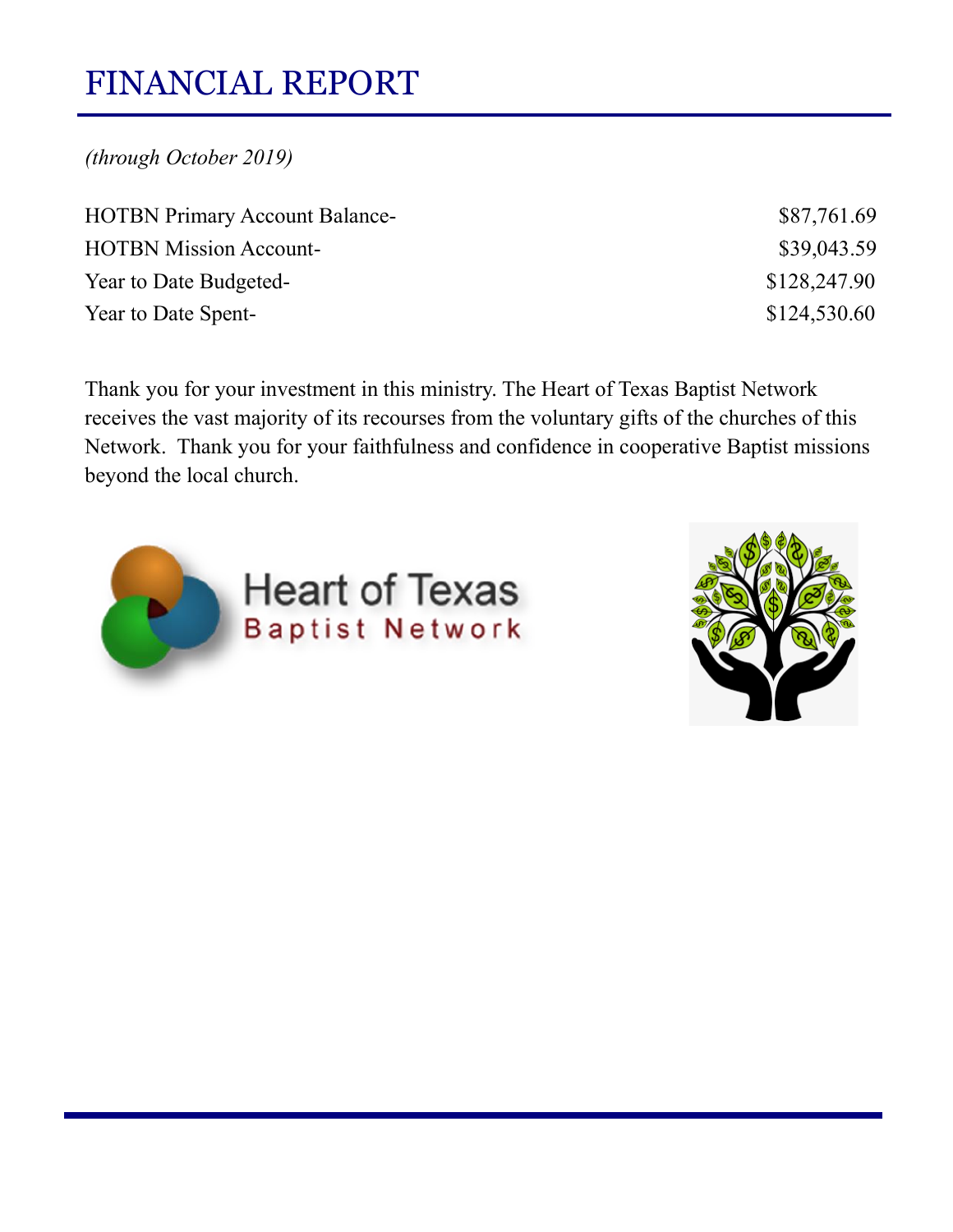# FINANCIAL REPORT

*(through October 2019)*

| | |
|---|---|
| HOTBN Primary Account Balance- | $87,761.69 |
| HOTBN Mission Account- | $39,043.59 |
| Year to Date Budgeted- | $128,247.90 |
| Year to Date Spent- | $124,530.60 |

Thank you for your investment in this ministry. The Heart of Texas Baptist Network receives the vast majority of its recourses from the voluntary gifts of the churches of this Network. Thank you for your faithfulness and confidence in cooperative Baptist missions beyond the local church.